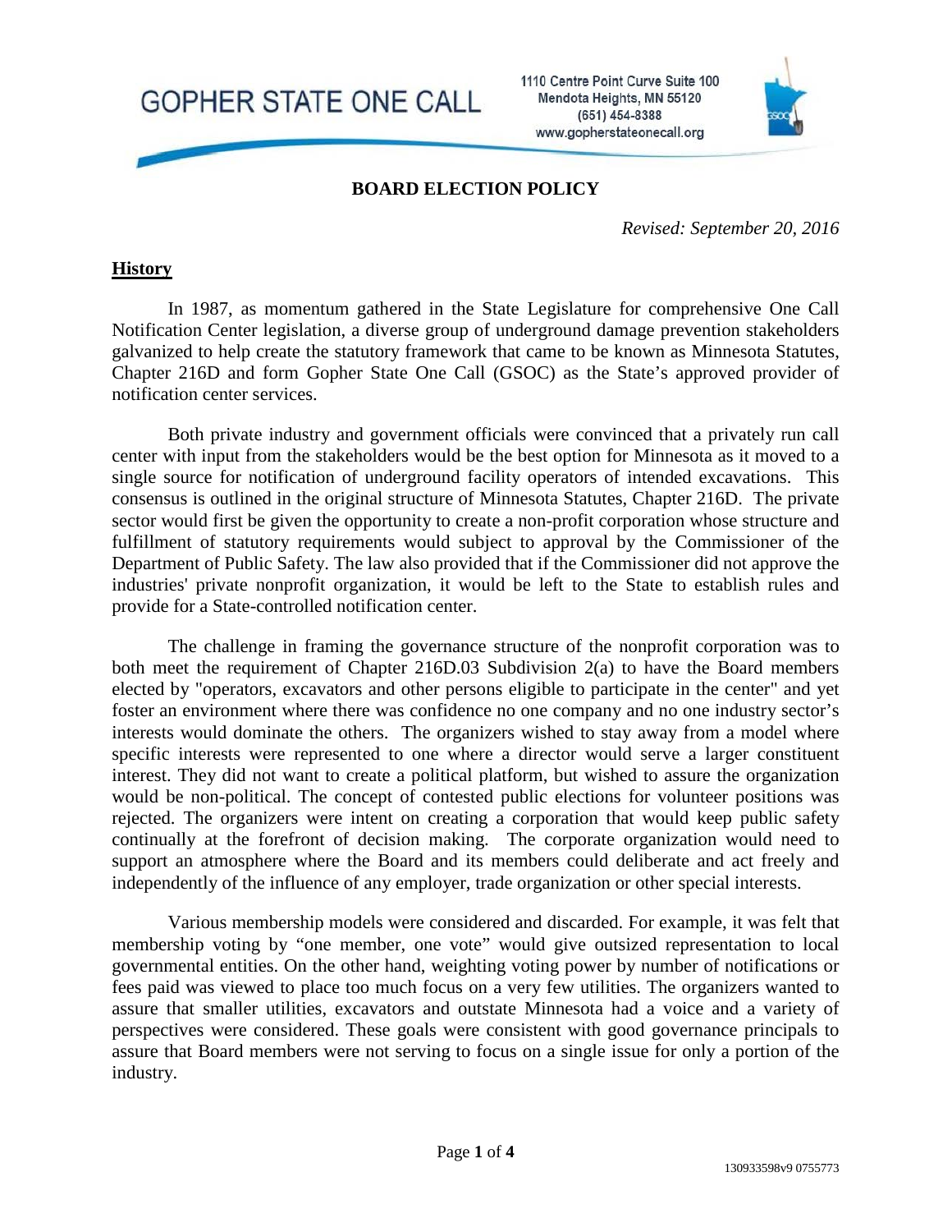GOPHER STATE ONE CALL

1110 Centre Point Curve Suite 100
Mendota Heights, MN 55120
(651) 454-8388
www.gopherstateonecall.org

# BOARD ELECTION POLICY

*Revised: September 20, 2016*

## History

In 1987, as momentum gathered in the State Legislature for comprehensive One Call Notification Center legislation, a diverse group of underground damage prevention stakeholders galvanized to help create the statutory framework that came to be known as Minnesota Statutes, Chapter 216D and form Gopher State One Call (GSOC) as the State's approved provider of notification center services.

Both private industry and government officials were convinced that a privately run call center with input from the stakeholders would be the best option for Minnesota as it moved to a single source for notification of underground facility operators of intended excavations. This consensus is outlined in the original structure of Minnesota Statutes, Chapter 216D. The private sector would first be given the opportunity to create a non-profit corporation whose structure and fulfillment of statutory requirements would subject to approval by the Commissioner of the Department of Public Safety. The law also provided that if the Commissioner did not approve the industries' private nonprofit organization, it would be left to the State to establish rules and provide for a State-controlled notification center.

The challenge in framing the governance structure of the nonprofit corporation was to both meet the requirement of Chapter 216D.03 Subdivision 2(a) to have the Board members elected by "operators, excavators and other persons eligible to participate in the center" and yet foster an environment where there was confidence no one company and no one industry sector's interests would dominate the others. The organizers wished to stay away from a model where specific interests were represented to one where a director would serve a larger constituent interest. They did not want to create a political platform, but wished to assure the organization would be non-political. The concept of contested public elections for volunteer positions was rejected. The organizers were intent on creating a corporation that would keep public safety continually at the forefront of decision making. The corporate organization would need to support an atmosphere where the Board and its members could deliberate and act freely and independently of the influence of any employer, trade organization or other special interests.

Various membership models were considered and discarded. For example, it was felt that membership voting by "one member, one vote" would give outsized representation to local governmental entities. On the other hand, weighting voting power by number of notifications or fees paid was viewed to place too much focus on a very few utilities. The organizers wanted to assure that smaller utilities, excavators and outstate Minnesota had a voice and a variety of perspectives were considered. These goals were consistent with good governance principals to assure that Board members were not serving to focus on a single issue for only a portion of the industry.

130933598v9 0755773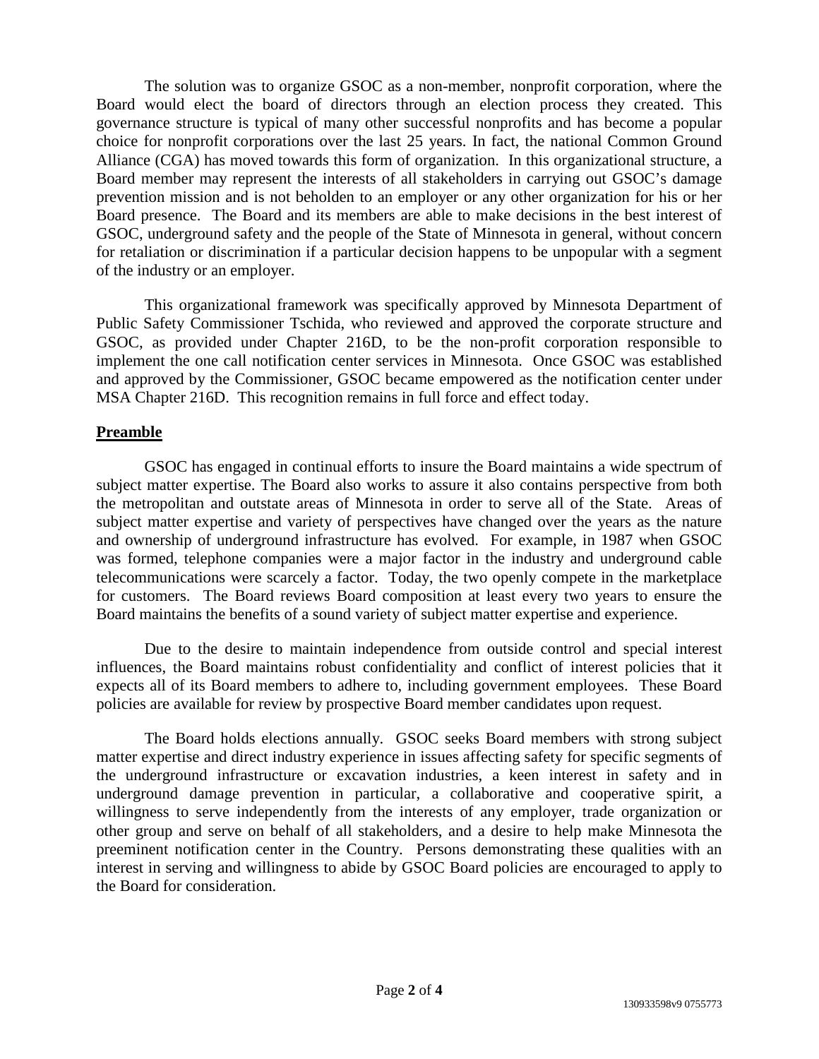The solution was to organize GSOC as a non-member, nonprofit corporation, where the Board would elect the board of directors through an election process they created. This governance structure is typical of many other successful nonprofits and has become a popular choice for nonprofit corporations over the last 25 years. In fact, the national Common Ground Alliance (CGA) has moved towards this form of organization. In this organizational structure, a Board member may represent the interests of all stakeholders in carrying out GSOC's damage prevention mission and is not beholden to an employer or any other organization for his or her Board presence. The Board and its members are able to make decisions in the best interest of GSOC, underground safety and the people of the State of Minnesota in general, without concern for retaliation or discrimination if a particular decision happens to be unpopular with a segment of the industry or an employer.

This organizational framework was specifically approved by Minnesota Department of Public Safety Commissioner Tschida, who reviewed and approved the corporate structure and GSOC, as provided under Chapter 216D, to be the non-profit corporation responsible to implement the one call notification center services in Minnesota. Once GSOC was established and approved by the Commissioner, GSOC became empowered as the notification center under MSA Chapter 216D. This recognition remains in full force and effect today.

**Preamble**

GSOC has engaged in continual efforts to insure the Board maintains a wide spectrum of subject matter expertise. The Board also works to assure it also contains perspective from both the metropolitan and outstate areas of Minnesota in order to serve all of the State. Areas of subject matter expertise and variety of perspectives have changed over the years as the nature and ownership of underground infrastructure has evolved. For example, in 1987 when GSOC was formed, telephone companies were a major factor in the industry and underground cable telecommunications were scarcely a factor. Today, the two openly compete in the marketplace for customers. The Board reviews Board composition at least every two years to ensure the Board maintains the benefits of a sound variety of subject matter expertise and experience.

Due to the desire to maintain independence from outside control and special interest influences, the Board maintains robust confidentiality and conflict of interest policies that it expects all of its Board members to adhere to, including government employees. These Board policies are available for review by prospective Board member candidates upon request.

The Board holds elections annually. GSOC seeks Board members with strong subject matter expertise and direct industry experience in issues affecting safety for specific segments of the underground infrastructure or excavation industries, a keen interest in safety and in underground damage prevention in particular, a collaborative and cooperative spirit, a willingness to serve independently from the interests of any employer, trade organization or other group and serve on behalf of all stakeholders, and a desire to help make Minnesota the preeminent notification center in the Country. Persons demonstrating these qualities with an interest in serving and willingness to abide by GSOC Board policies are encouraged to apply to the Board for consideration.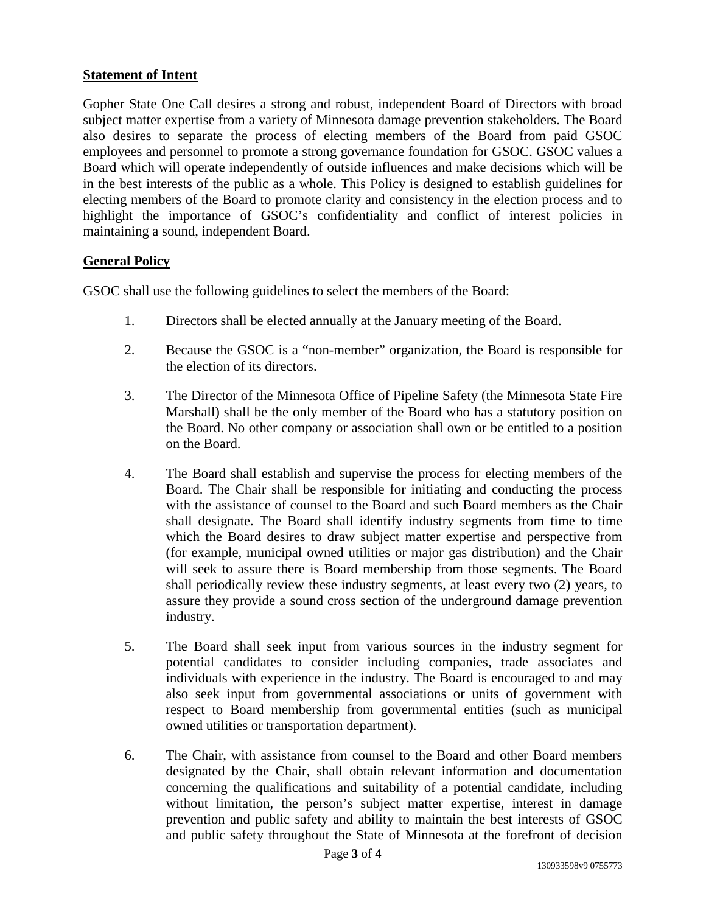**Statement of Intent**

Gopher State One Call desires a strong and robust, independent Board of Directors with broad subject matter expertise from a variety of Minnesota damage prevention stakeholders. The Board also desires to separate the process of electing members of the Board from paid GSOC employees and personnel to promote a strong governance foundation for GSOC. GSOC values a Board which will operate independently of outside influences and make decisions which will be in the best interests of the public as a whole. This Policy is designed to establish guidelines for electing members of the Board to promote clarity and consistency in the election process and to highlight the importance of GSOC's confidentiality and conflict of interest policies in maintaining a sound, independent Board.

**General Policy**

GSOC shall use the following guidelines to select the members of the Board:

1. Directors shall be elected annually at the January meeting of the Board.

2. Because the GSOC is a "non-member" organization, the Board is responsible for the election of its directors.

3. The Director of the Minnesota Office of Pipeline Safety (the Minnesota State Fire Marshall) shall be the only member of the Board who has a statutory position on the Board. No other company or association shall own or be entitled to a position on the Board.

4. The Board shall establish and supervise the process for electing members of the Board. The Chair shall be responsible for initiating and conducting the process with the assistance of counsel to the Board and such Board members as the Chair shall designate. The Board shall identify industry segments from time to time which the Board desires to draw subject matter expertise and perspective from (for example, municipal owned utilities or major gas distribution) and the Chair will seek to assure there is Board membership from those segments. The Board shall periodically review these industry segments, at least every two (2) years, to assure they provide a sound cross section of the underground damage prevention industry.

5. The Board shall seek input from various sources in the industry segment for potential candidates to consider including companies, trade associates and individuals with experience in the industry. The Board is encouraged to and may also seek input from governmental associations or units of government with respect to Board membership from governmental entities (such as municipal owned utilities or transportation department).

6. The Chair, with assistance from counsel to the Board and other Board members designated by the Chair, shall obtain relevant information and documentation concerning the qualifications and suitability of a potential candidate, including without limitation, the person's subject matter expertise, interest in damage prevention and public safety and ability to maintain the best interests of GSOC and public safety throughout the State of Minnesota at the forefront of decision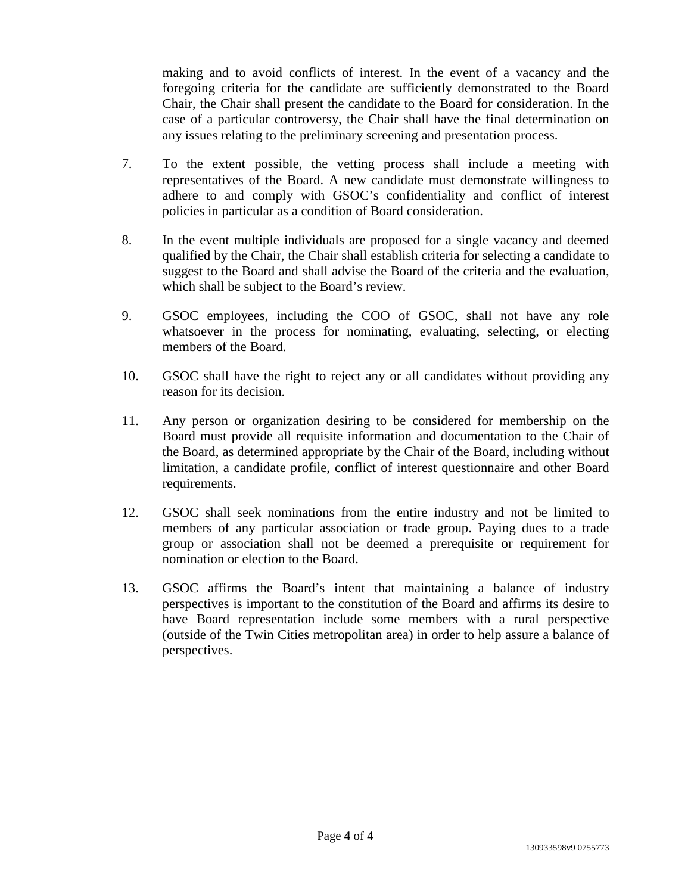making and to avoid conflicts of interest. In the event of a vacancy and the foregoing criteria for the candidate are sufficiently demonstrated to the Board Chair, the Chair shall present the candidate to the Board for consideration. In the case of a particular controversy, the Chair shall have the final determination on any issues relating to the preliminary screening and presentation process.

7. To the extent possible, the vetting process shall include a meeting with representatives of the Board. A new candidate must demonstrate willingness to adhere to and comply with GSOC's confidentiality and conflict of interest policies in particular as a condition of Board consideration.

8. In the event multiple individuals are proposed for a single vacancy and deemed qualified by the Chair, the Chair shall establish criteria for selecting a candidate to suggest to the Board and shall advise the Board of the criteria and the evaluation, which shall be subject to the Board's review.

9. GSOC employees, including the COO of GSOC, shall not have any role whatsoever in the process for nominating, evaluating, selecting, or electing members of the Board.

10. GSOC shall have the right to reject any or all candidates without providing any reason for its decision.

11. Any person or organization desiring to be considered for membership on the Board must provide all requisite information and documentation to the Chair of the Board, as determined appropriate by the Chair of the Board, including without limitation, a candidate profile, conflict of interest questionnaire and other Board requirements.

12. GSOC shall seek nominations from the entire industry and not be limited to members of any particular association or trade group. Paying dues to a trade group or association shall not be deemed a prerequisite or requirement for nomination or election to the Board.

13. GSOC affirms the Board's intent that maintaining a balance of industry perspectives is important to the constitution of the Board and affirms its desire to have Board representation include some members with a rural perspective (outside of the Twin Cities metropolitan area) in order to help assure a balance of perspectives.

130933598v9 0755773